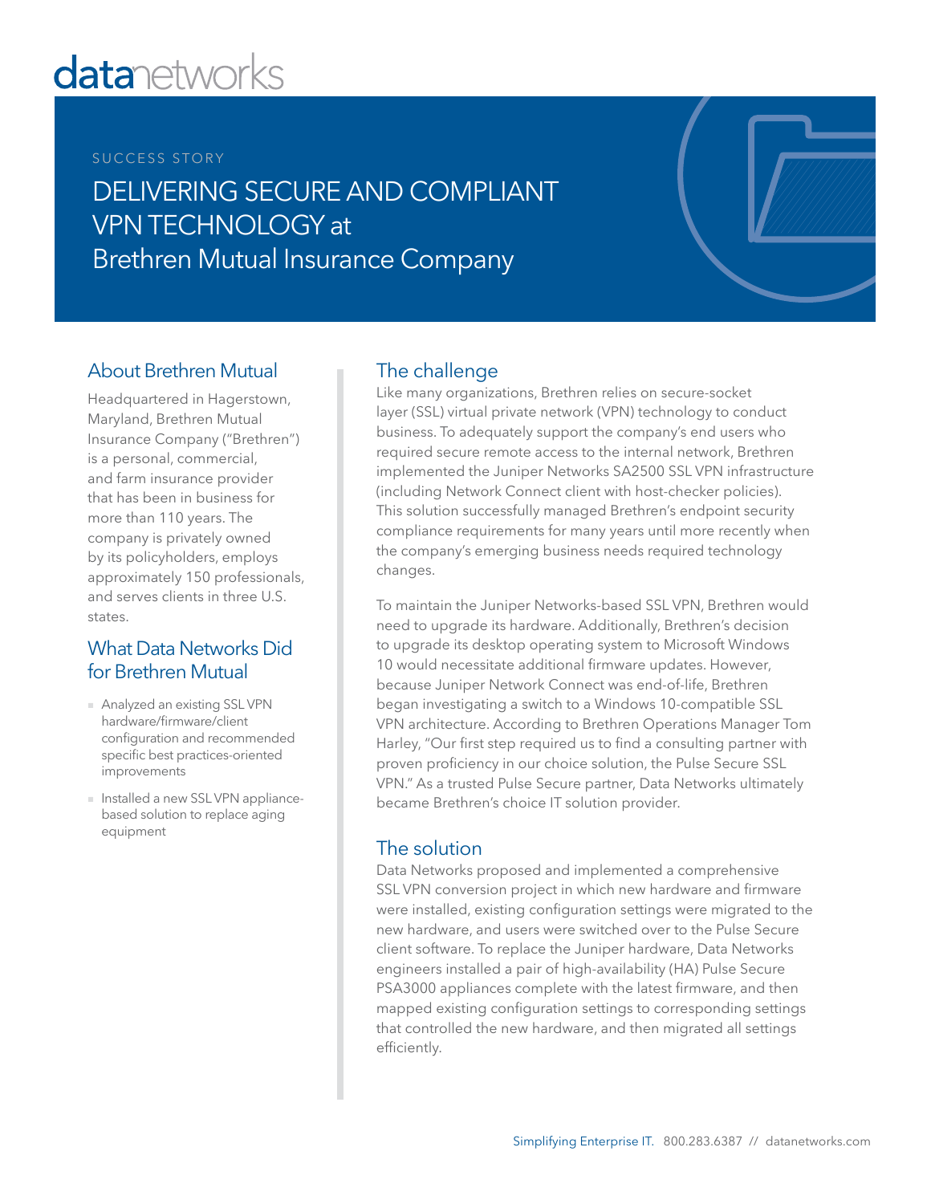datanetworks

SUCCESS STORY

# DELIVERING SECURE AND COMPLIANT VPN TECHNOLOGY at Brethren Mutual Insurance Company

## About Brethren Mutual

Headquartered in Hagerstown, Maryland, Brethren Mutual Insurance Company ("Brethren") is a personal, commercial, and farm insurance provider that has been in business for more than 110 years. The company is privately owned by its policyholders, employs approximately 150 professionals, and serves clients in three U.S. states.

## What Data Networks Did for Brethren Mutual

- Analyzed an existing SSL VPN hardware/firmware/client configuration and recommended specific best practices-oriented improvements
- Installed a new SSL VPN appliance-based solution to replace aging equipment

## The challenge

Like many organizations, Brethren relies on secure-socket layer (SSL) virtual private network (VPN) technology to conduct business. To adequately support the company's end users who required secure remote access to the internal network, Brethren implemented the Juniper Networks SA2500 SSL VPN infrastructure (including Network Connect client with host-checker policies). This solution successfully managed Brethren's endpoint security compliance requirements for many years until more recently when the company's emerging business needs required technology changes.

To maintain the Juniper Networks-based SSL VPN, Brethren would need to upgrade its hardware. Additionally, Brethren's decision to upgrade its desktop operating system to Microsoft Windows 10 would necessitate additional firmware updates. However, because Juniper Network Connect was end-of-life, Brethren began investigating a switch to a Windows 10-compatible SSL VPN architecture. According to Brethren Operations Manager Tom Harley, "Our first step required us to find a consulting partner with proven proficiency in our choice solution, the Pulse Secure SSL VPN." As a trusted Pulse Secure partner, Data Networks ultimately became Brethren's choice IT solution provider.

## The solution

Data Networks proposed and implemented a comprehensive SSL VPN conversion project in which new hardware and firmware were installed, existing configuration settings were migrated to the new hardware, and users were switched over to the Pulse Secure client software. To replace the Juniper hardware, Data Networks engineers installed a pair of high-availability (HA) Pulse Secure PSA3000 appliances complete with the latest firmware, and then mapped existing configuration settings to corresponding settings that controlled the new hardware, and then migrated all settings efficiently.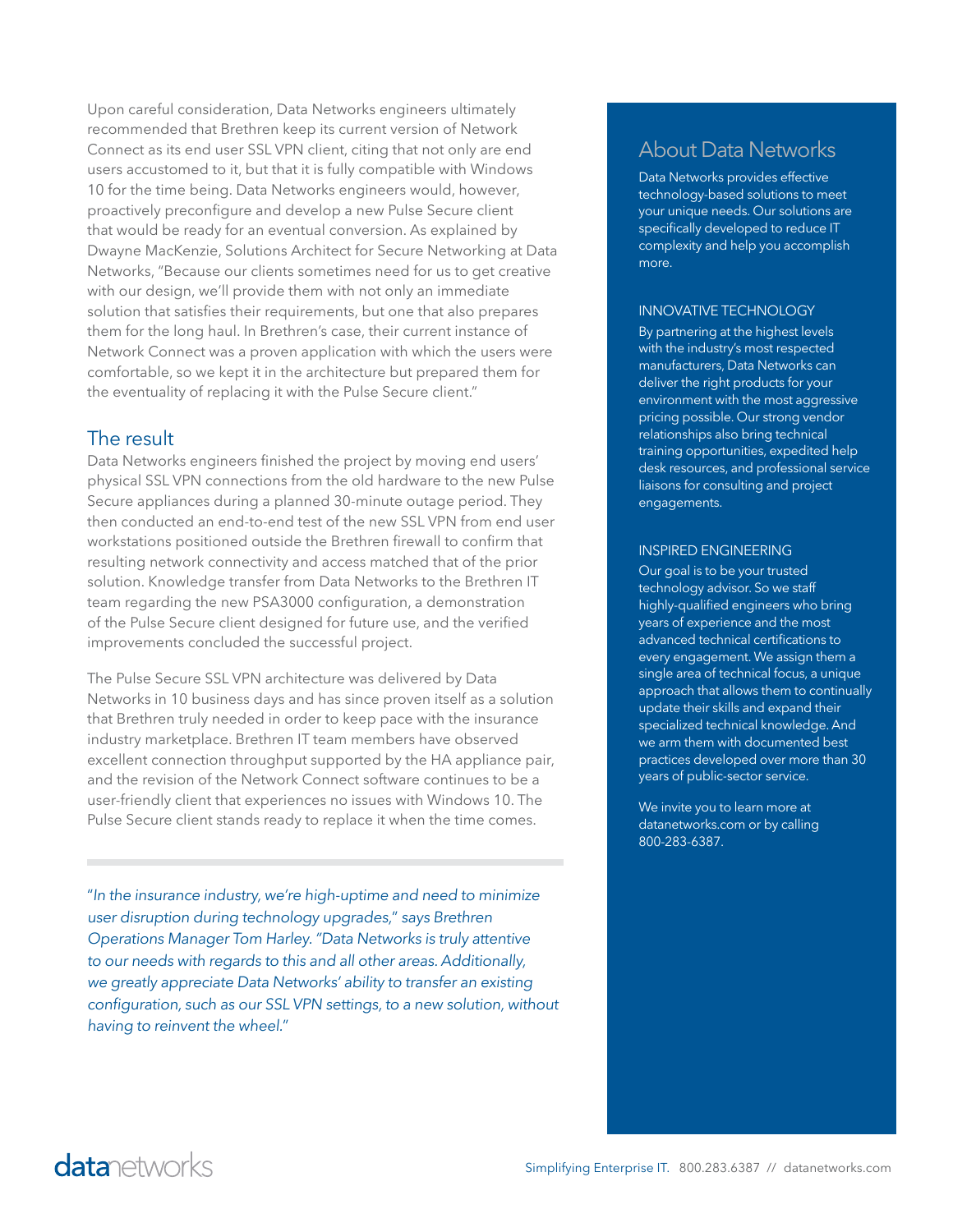Upon careful consideration, Data Networks engineers ultimately recommended that Brethren keep its current version of Network Connect as its end user SSL VPN client, citing that not only are end users accustomed to it, but that it is fully compatible with Windows 10 for the time being. Data Networks engineers would, however, proactively preconfigure and develop a new Pulse Secure client that would be ready for an eventual conversion. As explained by Dwayne MacKenzie, Solutions Architect for Secure Networking at Data Networks, "Because our clients sometimes need for us to get creative with our design, we'll provide them with not only an immediate solution that satisfies their requirements, but one that also prepares them for the long haul. In Brethren's case, their current instance of Network Connect was a proven application with which the users were comfortable, so we kept it in the architecture but prepared them for the eventuality of replacing it with the Pulse Secure client."

## The result

Data Networks engineers finished the project by moving end users' physical SSL VPN connections from the old hardware to the new Pulse Secure appliances during a planned 30-minute outage period. They then conducted an end-to-end test of the new SSL VPN from end user workstations positioned outside the Brethren firewall to confirm that resulting network connectivity and access matched that of the prior solution. Knowledge transfer from Data Networks to the Brethren IT team regarding the new PSA3000 configuration, a demonstration of the Pulse Secure client designed for future use, and the verified improvements concluded the successful project.

The Pulse Secure SSL VPN architecture was delivered by Data Networks in 10 business days and has since proven itself as a solution that Brethren truly needed in order to keep pace with the insurance industry marketplace. Brethren IT team members have observed excellent connection throughput supported by the HA appliance pair, and the revision of the Network Connect software continues to be a user-friendly client that experiences no issues with Windows 10. The Pulse Secure client stands ready to replace it when the time comes.

---

*"In the insurance industry, we're high-uptime and need to minimize user disruption during technology upgrades," says Brethren Operations Manager Tom Harley. "Data Networks is truly attentive to our needs with regards to this and all other areas. Additionally, we greatly appreciate Data Networks' ability to transfer an existing configuration, such as our SSL VPN settings, to a new solution, without having to reinvent the wheel."*

## About Data Networks

Data Networks provides effective technology-based solutions to meet your unique needs. Our solutions are specifically developed to reduce IT complexity and help you accomplish more.

### INNOVATIVE TECHNOLOGY

By partnering at the highest levels with the industry's most respected manufacturers, Data Networks can deliver the right products for your environment with the most aggressive pricing possible. Our strong vendor relationships also bring technical training opportunities, expedited help desk resources, and professional service liaisons for consulting and project engagements.

### INSPIRED ENGINEERING

Our goal is to be your trusted technology advisor. So we staff highly-qualified engineers who bring years of experience and the most advanced technical certifications to every engagement. We assign them a single area of technical focus, a unique approach that allows them to continually update their skills and expand their specialized technical knowledge. And we arm them with documented best practices developed over more than 30 years of public-sector service.

We invite you to learn more at datanetworks.com or by calling 800-283-6387.

datanetworks

Simplifying Enterprise IT. 800.283.6387 // datanetworks.com